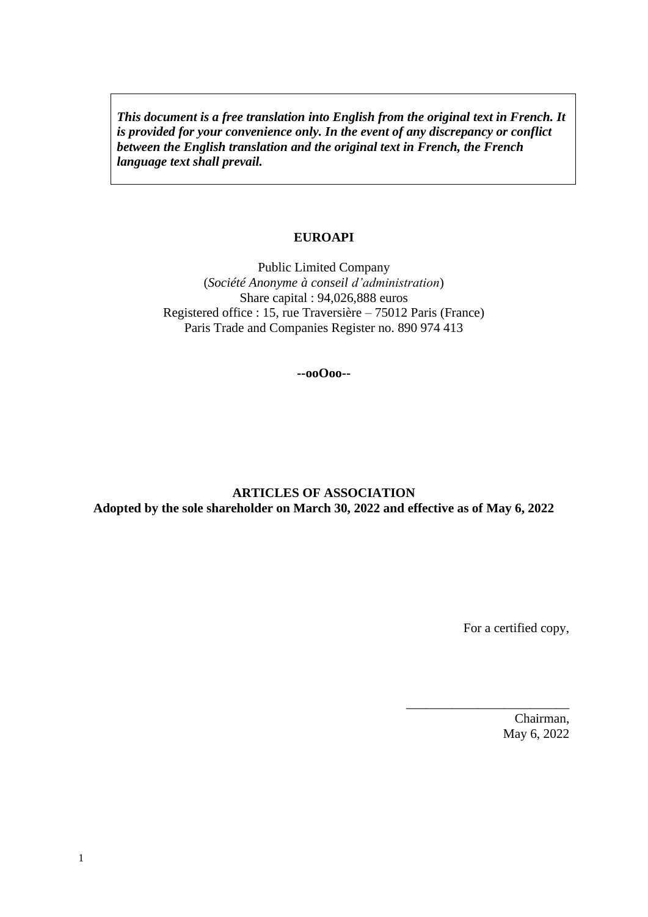***This document is a free translation into English from the original text in French. It is provided for your convenience only. In the event of any discrepancy or conflict between the English translation and the original text in French, the French language text shall prevail.***

**EUROAPI**

Public Limited Company
(*Société Anonyme à conseil d'administration*)
Share capital : 94,026,888 euros
Registered office : 15, rue Traversière – 75012 Paris (France)
Paris Trade and Companies Register no. 890 974 413

**--ooOoo--**

**ARTICLES OF ASSOCIATION**
**Adopted by the sole shareholder on March 30, 2022 and effective as of May 6, 2022**

For a certified copy,

_________________________
Chairman,
May 6, 2022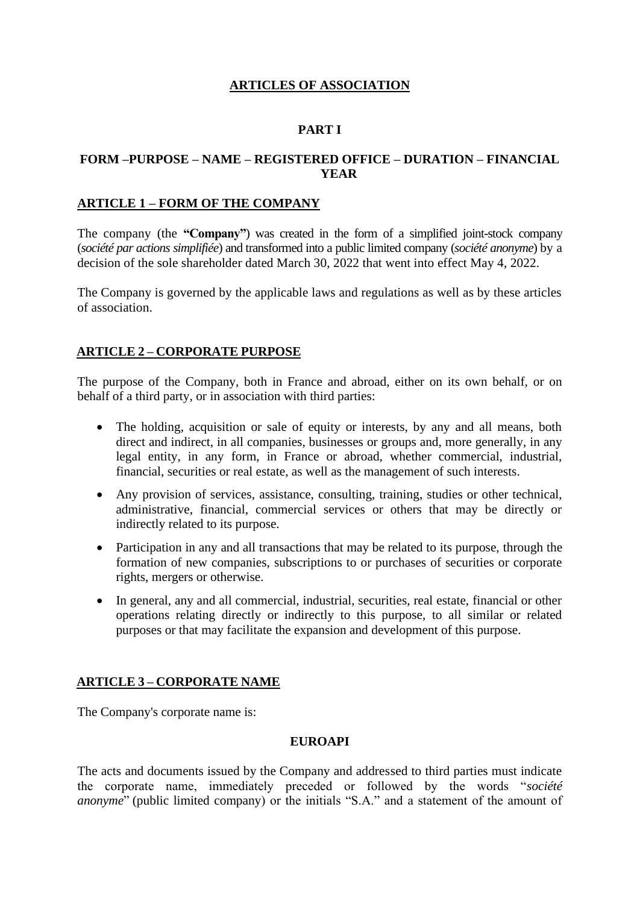# ARTICLES OF ASSOCIATION

## PART I

## FORM –PURPOSE – NAME – REGISTERED OFFICE – DURATION – FINANCIAL YEAR

### ARTICLE 1 – FORM OF THE COMPANY

The company (the **"Company"**) was created in the form of a simplified joint-stock company (*société par actions simplifiée*) and transformed into a public limited company (*société anonyme*) by a decision of the sole shareholder dated March 30, 2022 that went into effect May 4, 2022.

The Company is governed by the applicable laws and regulations as well as by these articles of association.

### ARTICLE 2 – CORPORATE PURPOSE

The purpose of the Company, both in France and abroad, either on its own behalf, or on behalf of a third party, or in association with third parties:

- The holding, acquisition or sale of equity or interests, by any and all means, both direct and indirect, in all companies, businesses or groups and, more generally, in any legal entity, in any form, in France or abroad, whether commercial, industrial, financial, securities or real estate, as well as the management of such interests.
- Any provision of services, assistance, consulting, training, studies or other technical, administrative, financial, commercial services or others that may be directly or indirectly related to its purpose.
- Participation in any and all transactions that may be related to its purpose, through the formation of new companies, subscriptions to or purchases of securities or corporate rights, mergers or otherwise.
- In general, any and all commercial, industrial, securities, real estate, financial or other operations relating directly or indirectly to this purpose, to all similar or related purposes or that may facilitate the expansion and development of this purpose.

### ARTICLE 3 – CORPORATE NAME

The Company's corporate name is:

**EUROAPI**

The acts and documents issued by the Company and addressed to third parties must indicate the corporate name, immediately preceded or followed by the words "*société anonyme*" (public limited company) or the initials "S.A." and a statement of the amount of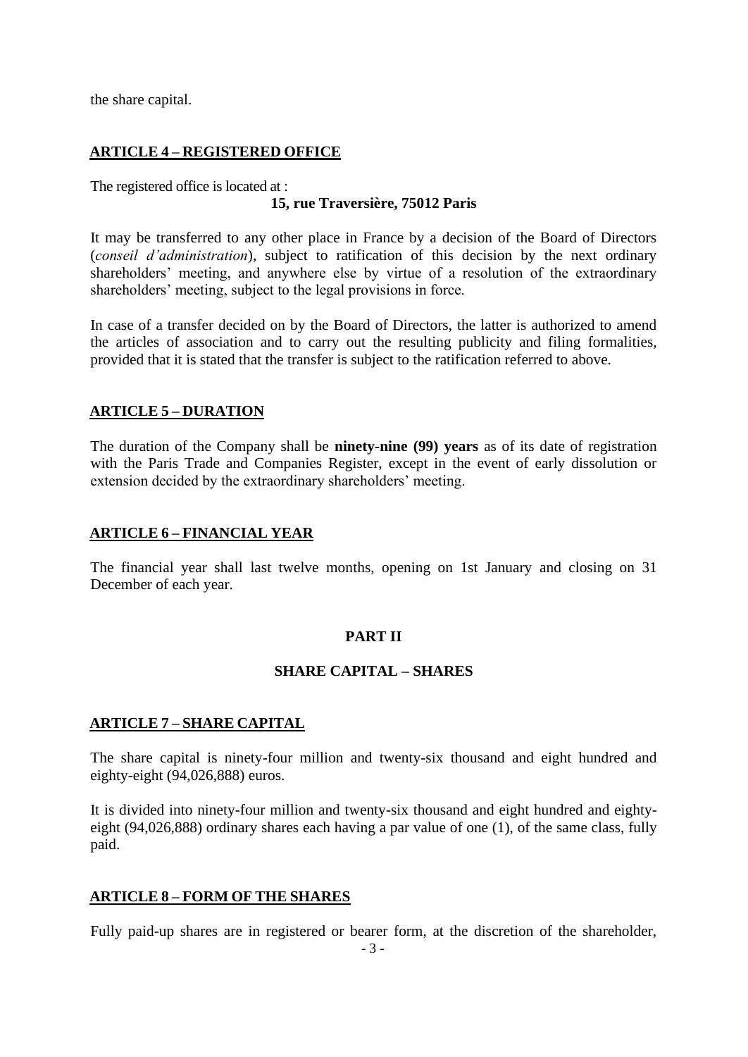the share capital.

## ARTICLE 4 – REGISTERED OFFICE

The registered office is located at :

**15, rue Traversière, 75012 Paris**

It may be transferred to any other place in France by a decision of the Board of Directors (*conseil d'administration*), subject to ratification of this decision by the next ordinary shareholders' meeting, and anywhere else by virtue of a resolution of the extraordinary shareholders' meeting, subject to the legal provisions in force.

In case of a transfer decided on by the Board of Directors, the latter is authorized to amend the articles of association and to carry out the resulting publicity and filing formalities, provided that it is stated that the transfer is subject to the ratification referred to above.

## ARTICLE 5 – DURATION

The duration of the Company shall be **ninety-nine (99) years** as of its date of registration with the Paris Trade and Companies Register, except in the event of early dissolution or extension decided by the extraordinary shareholders' meeting.

## ARTICLE 6 – FINANCIAL YEAR

The financial year shall last twelve months, opening on 1st January and closing on 31 December of each year.

# PART II

# SHARE CAPITAL – SHARES

## ARTICLE 7 – SHARE CAPITAL

The share capital is ninety-four million and twenty-six thousand and eight hundred and eighty-eight (94,026,888) euros.

It is divided into ninety-four million and twenty-six thousand and eight hundred and eighty-eight (94,026,888) ordinary shares each having a par value of one (1), of the same class, fully paid.

## ARTICLE 8 – FORM OF THE SHARES

Fully paid-up shares are in registered or bearer form, at the discretion of the shareholder,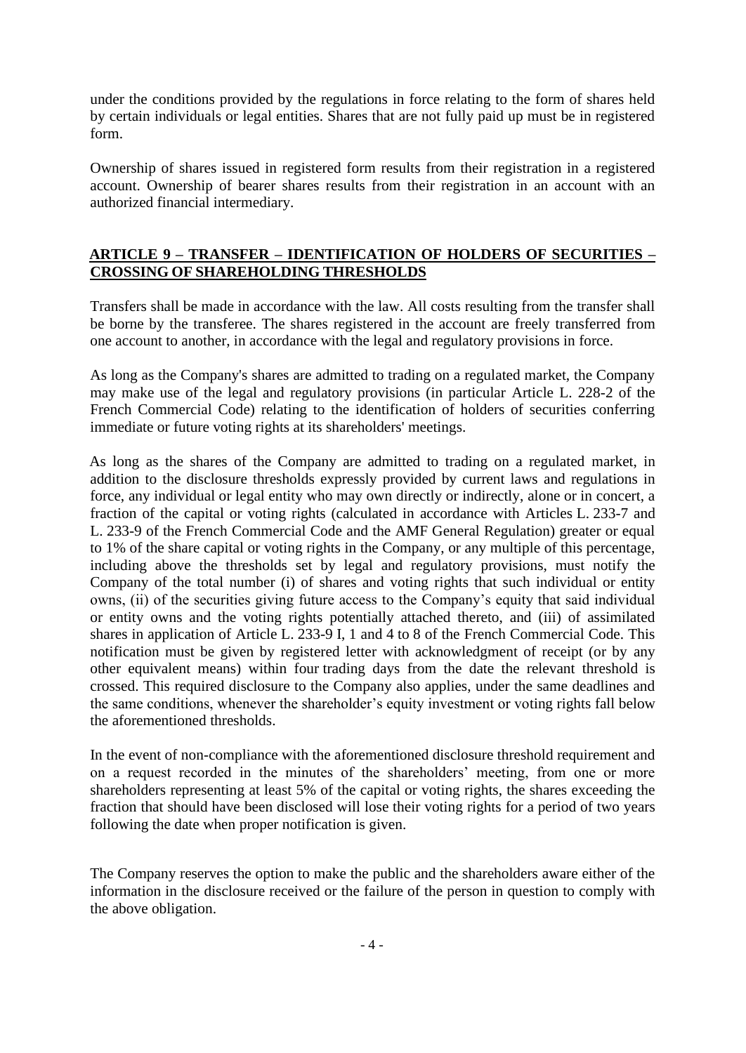under the conditions provided by the regulations in force relating to the form of shares held by certain individuals or legal entities. Shares that are not fully paid up must be in registered form.

Ownership of shares issued in registered form results from their registration in a registered account. Ownership of bearer shares results from their registration in an account with an authorized financial intermediary.

## ARTICLE 9 – TRANSFER – IDENTIFICATION OF HOLDERS OF SECURITIES – CROSSING OF SHAREHOLDING THRESHOLDS

Transfers shall be made in accordance with the law. All costs resulting from the transfer shall be borne by the transferee. The shares registered in the account are freely transferred from one account to another, in accordance with the legal and regulatory provisions in force.

As long as the Company's shares are admitted to trading on a regulated market, the Company may make use of the legal and regulatory provisions (in particular Article L. 228-2 of the French Commercial Code) relating to the identification of holders of securities conferring immediate or future voting rights at its shareholders' meetings.

As long as the shares of the Company are admitted to trading on a regulated market, in addition to the disclosure thresholds expressly provided by current laws and regulations in force, any individual or legal entity who may own directly or indirectly, alone or in concert, a fraction of the capital or voting rights (calculated in accordance with Articles L. 233-7 and L. 233-9 of the French Commercial Code and the AMF General Regulation) greater or equal to 1% of the share capital or voting rights in the Company, or any multiple of this percentage, including above the thresholds set by legal and regulatory provisions, must notify the Company of the total number (i) of shares and voting rights that such individual or entity owns, (ii) of the securities giving future access to the Company's equity that said individual or entity owns and the voting rights potentially attached thereto, and (iii) of assimilated shares in application of Article L. 233-9 I, 1 and 4 to 8 of the French Commercial Code. This notification must be given by registered letter with acknowledgment of receipt (or by any other equivalent means) within four trading days from the date the relevant threshold is crossed. This required disclosure to the Company also applies, under the same deadlines and the same conditions, whenever the shareholder's equity investment or voting rights fall below the aforementioned thresholds.

In the event of non-compliance with the aforementioned disclosure threshold requirement and on a request recorded in the minutes of the shareholders' meeting, from one or more shareholders representing at least 5% of the capital or voting rights, the shares exceeding the fraction that should have been disclosed will lose their voting rights for a period of two years following the date when proper notification is given.

The Company reserves the option to make the public and the shareholders aware either of the information in the disclosure received or the failure of the person in question to comply with the above obligation.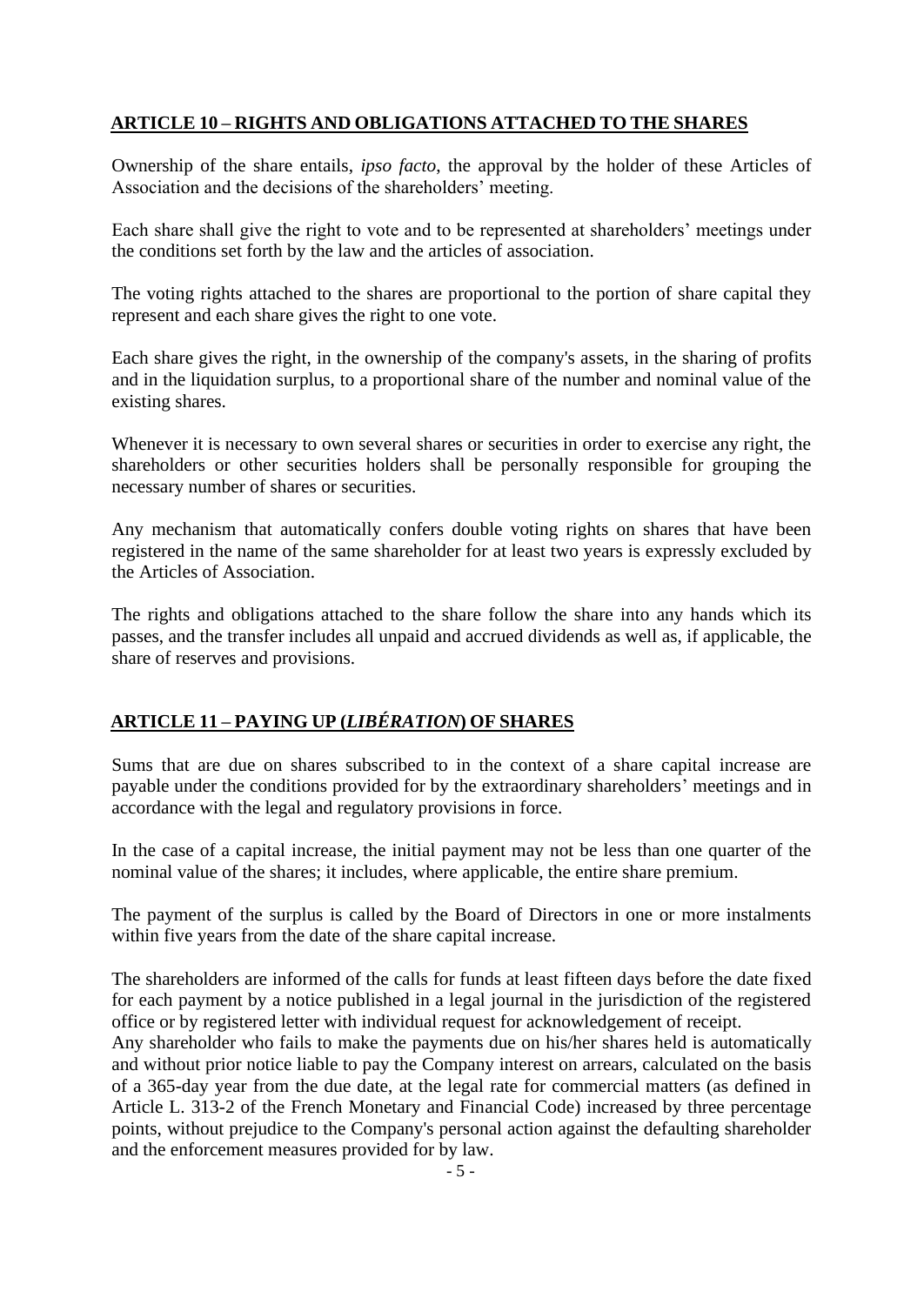## ARTICLE 10 – RIGHTS AND OBLIGATIONS ATTACHED TO THE SHARES

Ownership of the share entails, *ipso facto*, the approval by the holder of these Articles of Association and the decisions of the shareholders' meeting.

Each share shall give the right to vote and to be represented at shareholders' meetings under the conditions set forth by the law and the articles of association.

The voting rights attached to the shares are proportional to the portion of share capital they represent and each share gives the right to one vote.

Each share gives the right, in the ownership of the company's assets, in the sharing of profits and in the liquidation surplus, to a proportional share of the number and nominal value of the existing shares.

Whenever it is necessary to own several shares or securities in order to exercise any right, the shareholders or other securities holders shall be personally responsible for grouping the necessary number of shares or securities.

Any mechanism that automatically confers double voting rights on shares that have been registered in the name of the same shareholder for at least two years is expressly excluded by the Articles of Association.

The rights and obligations attached to the share follow the share into any hands which its passes, and the transfer includes all unpaid and accrued dividends as well as, if applicable, the share of reserves and provisions.

## ARTICLE 11 – PAYING UP (*LIBÉRATION*) OF SHARES

Sums that are due on shares subscribed to in the context of a share capital increase are payable under the conditions provided for by the extraordinary shareholders' meetings and in accordance with the legal and regulatory provisions in force.

In the case of a capital increase, the initial payment may not be less than one quarter of the nominal value of the shares; it includes, where applicable, the entire share premium.

The payment of the surplus is called by the Board of Directors in one or more instalments within five years from the date of the share capital increase.

The shareholders are informed of the calls for funds at least fifteen days before the date fixed for each payment by a notice published in a legal journal in the jurisdiction of the registered office or by registered letter with individual request for acknowledgement of receipt.
Any shareholder who fails to make the payments due on his/her shares held is automatically and without prior notice liable to pay the Company interest on arrears, calculated on the basis of a 365-day year from the due date, at the legal rate for commercial matters (as defined in Article L. 313-2 of the French Monetary and Financial Code) increased by three percentage points, without prejudice to the Company's personal action against the defaulting shareholder and the enforcement measures provided for by law.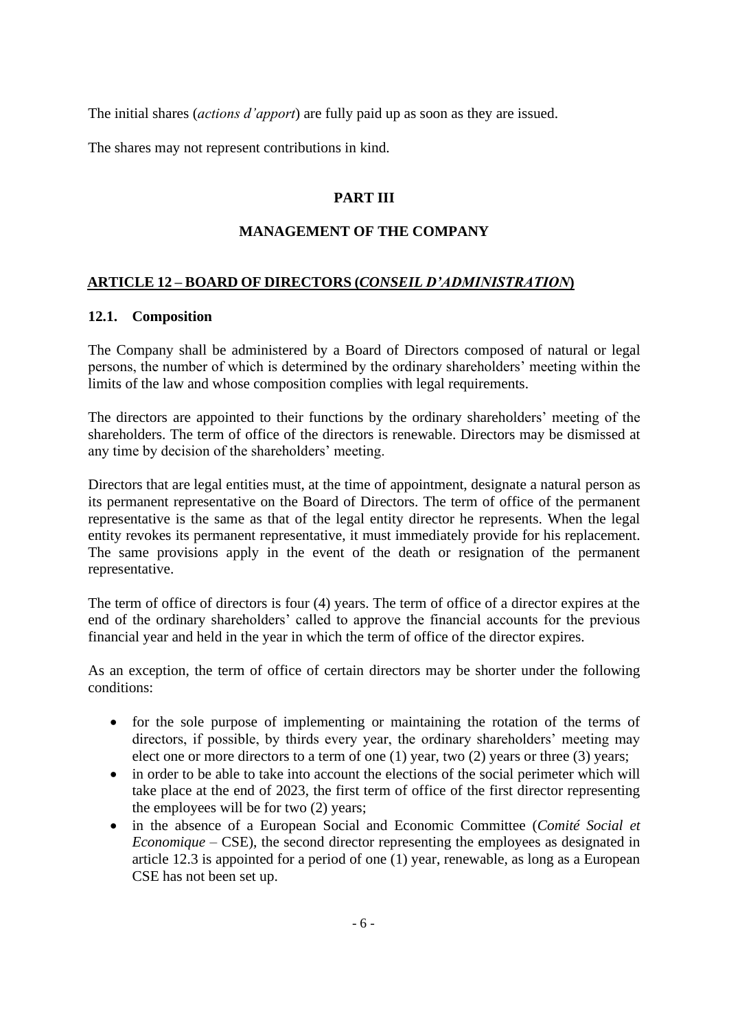The initial shares (*actions d'apport*) are fully paid up as soon as they are issued.

The shares may not represent contributions in kind.

## PART III

## MANAGEMENT OF THE COMPANY

### ARTICLE 12 – BOARD OF DIRECTORS (*CONSEIL D'ADMINISTRATION*)

#### 12.1. Composition

The Company shall be administered by a Board of Directors composed of natural or legal persons, the number of which is determined by the ordinary shareholders' meeting within the limits of the law and whose composition complies with legal requirements.

The directors are appointed to their functions by the ordinary shareholders' meeting of the shareholders. The term of office of the directors is renewable. Directors may be dismissed at any time by decision of the shareholders' meeting.

Directors that are legal entities must, at the time of appointment, designate a natural person as its permanent representative on the Board of Directors. The term of office of the permanent representative is the same as that of the legal entity director he represents. When the legal entity revokes its permanent representative, it must immediately provide for his replacement. The same provisions apply in the event of the death or resignation of the permanent representative.

The term of office of directors is four (4) years. The term of office of a director expires at the end of the ordinary shareholders' called to approve the financial accounts for the previous financial year and held in the year in which the term of office of the director expires.

As an exception, the term of office of certain directors may be shorter under the following conditions:

- for the sole purpose of implementing or maintaining the rotation of the terms of directors, if possible, by thirds every year, the ordinary shareholders' meeting may elect one or more directors to a term of one (1) year, two (2) years or three (3) years;
- in order to be able to take into account the elections of the social perimeter which will take place at the end of 2023, the first term of office of the first director representing the employees will be for two (2) years;
- in the absence of a European Social and Economic Committee (*Comité Social et Economique* – CSE), the second director representing the employees as designated in article 12.3 is appointed for a period of one (1) year, renewable, as long as a European CSE has not been set up.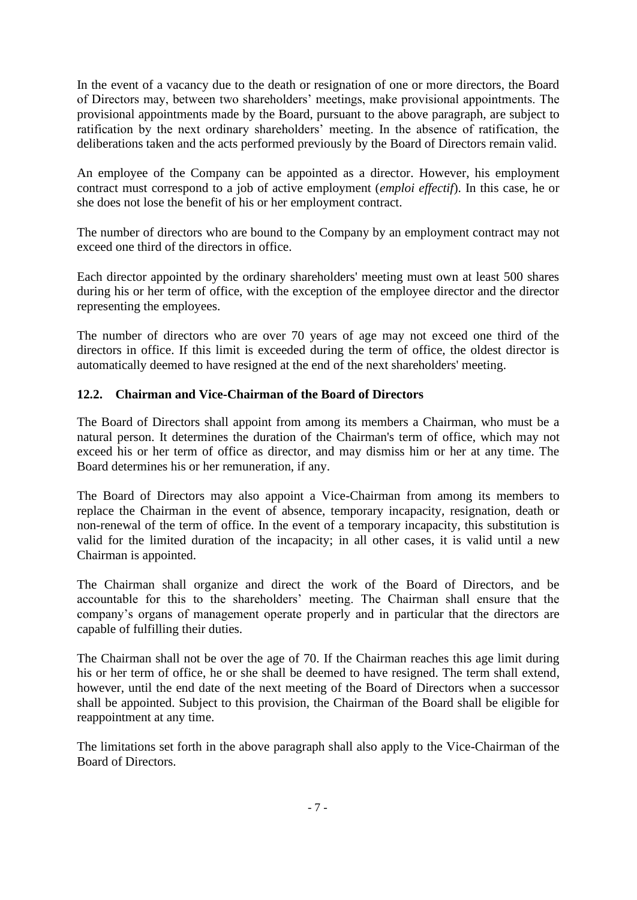In the event of a vacancy due to the death or resignation of one or more directors, the Board of Directors may, between two shareholders' meetings, make provisional appointments. The provisional appointments made by the Board, pursuant to the above paragraph, are subject to ratification by the next ordinary shareholders' meeting. In the absence of ratification, the deliberations taken and the acts performed previously by the Board of Directors remain valid.

An employee of the Company can be appointed as a director. However, his employment contract must correspond to a job of active employment (*emploi effectif*). In this case, he or she does not lose the benefit of his or her employment contract.

The number of directors who are bound to the Company by an employment contract may not exceed one third of the directors in office.

Each director appointed by the ordinary shareholders' meeting must own at least 500 shares during his or her term of office, with the exception of the employee director and the director representing the employees.

The number of directors who are over 70 years of age may not exceed one third of the directors in office. If this limit is exceeded during the term of office, the oldest director is automatically deemed to have resigned at the end of the next shareholders' meeting.

### 12.2. Chairman and Vice-Chairman of the Board of Directors

The Board of Directors shall appoint from among its members a Chairman, who must be a natural person. It determines the duration of the Chairman's term of office, which may not exceed his or her term of office as director, and may dismiss him or her at any time. The Board determines his or her remuneration, if any.

The Board of Directors may also appoint a Vice-Chairman from among its members to replace the Chairman in the event of absence, temporary incapacity, resignation, death or non-renewal of the term of office. In the event of a temporary incapacity, this substitution is valid for the limited duration of the incapacity; in all other cases, it is valid until a new Chairman is appointed.

The Chairman shall organize and direct the work of the Board of Directors, and be accountable for this to the shareholders' meeting. The Chairman shall ensure that the company's organs of management operate properly and in particular that the directors are capable of fulfilling their duties.

The Chairman shall not be over the age of 70. If the Chairman reaches this age limit during his or her term of office, he or she shall be deemed to have resigned. The term shall extend, however, until the end date of the next meeting of the Board of Directors when a successor shall be appointed. Subject to this provision, the Chairman of the Board shall be eligible for reappointment at any time.

The limitations set forth in the above paragraph shall also apply to the Vice-Chairman of the Board of Directors.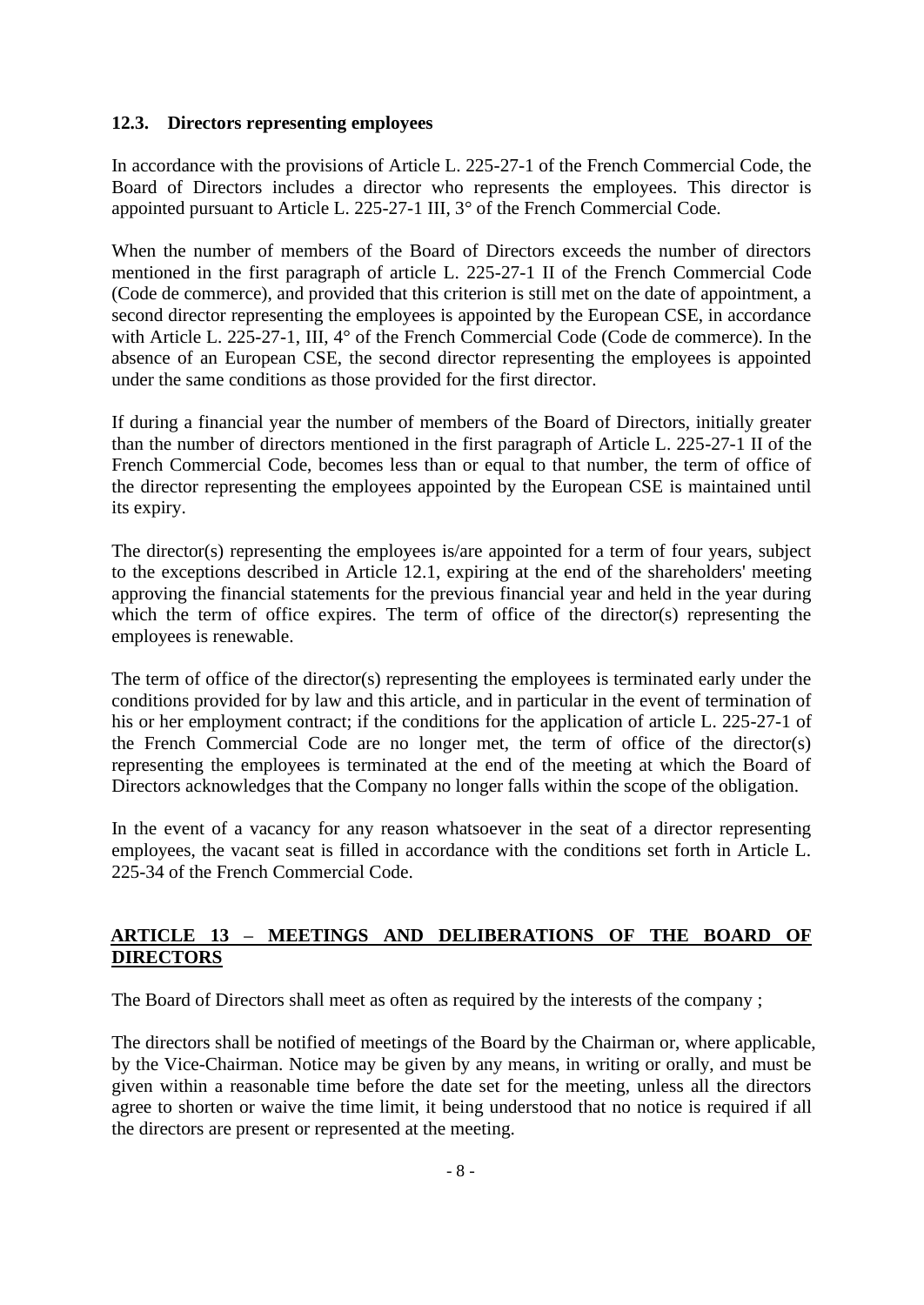### 12.3. Directors representing employees

In accordance with the provisions of Article L. 225-27-1 of the French Commercial Code, the Board of Directors includes a director who represents the employees. This director is appointed pursuant to Article L. 225-27-1 III, 3° of the French Commercial Code.

When the number of members of the Board of Directors exceeds the number of directors mentioned in the first paragraph of article L. 225-27-1 II of the French Commercial Code (Code de commerce), and provided that this criterion is still met on the date of appointment, a second director representing the employees is appointed by the European CSE, in accordance with Article L. 225-27-1, III, 4° of the French Commercial Code (Code de commerce). In the absence of an European CSE, the second director representing the employees is appointed under the same conditions as those provided for the first director.

If during a financial year the number of members of the Board of Directors, initially greater than the number of directors mentioned in the first paragraph of Article L. 225-27-1 II of the French Commercial Code, becomes less than or equal to that number, the term of office of the director representing the employees appointed by the European CSE is maintained until its expiry.

The director(s) representing the employees is/are appointed for a term of four years, subject to the exceptions described in Article 12.1, expiring at the end of the shareholders' meeting approving the financial statements for the previous financial year and held in the year during which the term of office expires. The term of office of the director(s) representing the employees is renewable.

The term of office of the director(s) representing the employees is terminated early under the conditions provided for by law and this article, and in particular in the event of termination of his or her employment contract; if the conditions for the application of article L. 225-27-1 of the French Commercial Code are no longer met, the term of office of the director(s) representing the employees is terminated at the end of the meeting at which the Board of Directors acknowledges that the Company no longer falls within the scope of the obligation.

In the event of a vacancy for any reason whatsoever in the seat of a director representing employees, the vacant seat is filled in accordance with the conditions set forth in Article L. 225-34 of the French Commercial Code.

## ARTICLE 13 – MEETINGS AND DELIBERATIONS OF THE BOARD OF DIRECTORS

The Board of Directors shall meet as often as required by the interests of the company ;

The directors shall be notified of meetings of the Board by the Chairman or, where applicable, by the Vice-Chairman. Notice may be given by any means, in writing or orally, and must be given within a reasonable time before the date set for the meeting, unless all the directors agree to shorten or waive the time limit, it being understood that no notice is required if all the directors are present or represented at the meeting.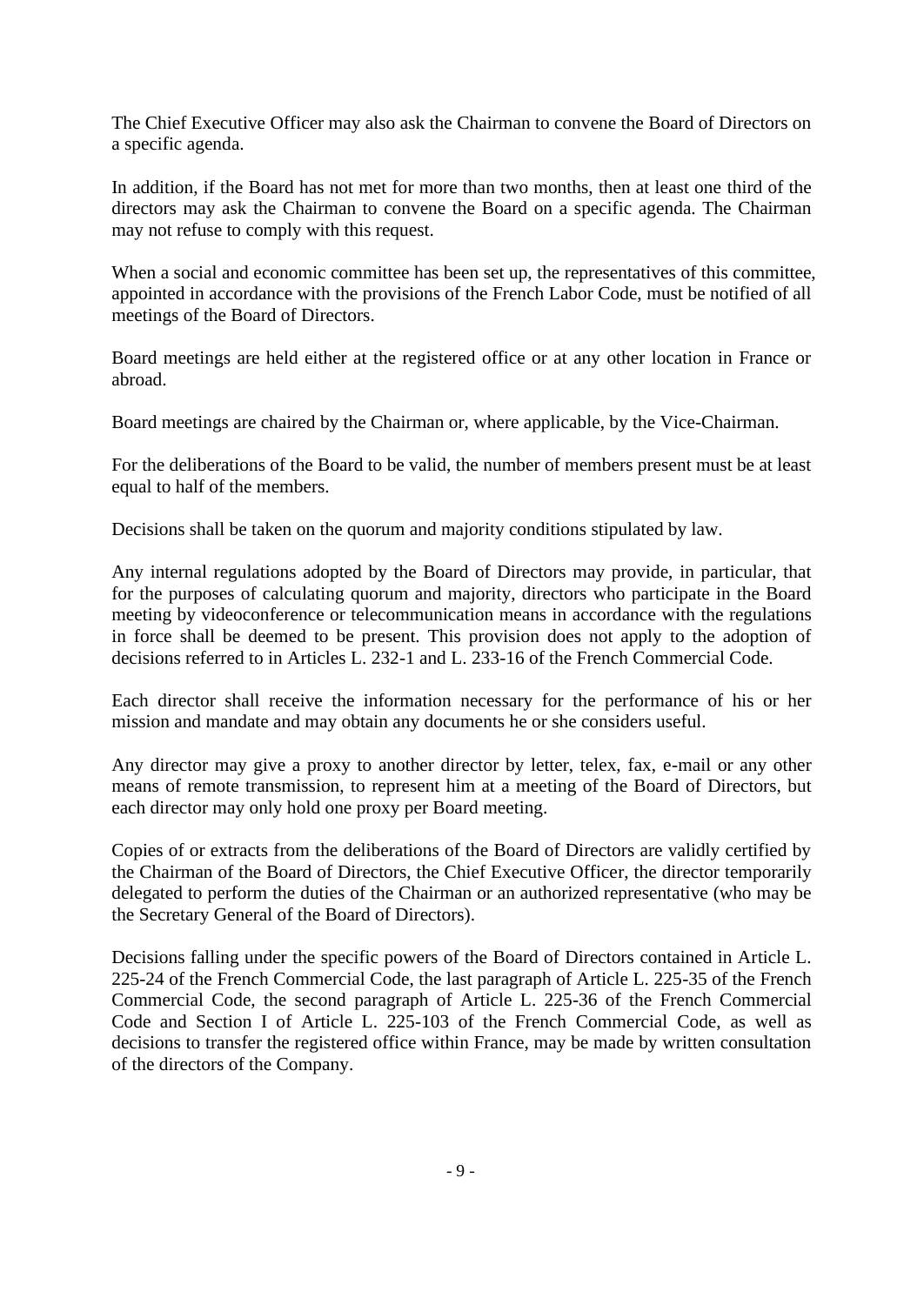The Chief Executive Officer may also ask the Chairman to convene the Board of Directors on a specific agenda.

In addition, if the Board has not met for more than two months, then at least one third of the directors may ask the Chairman to convene the Board on a specific agenda. The Chairman may not refuse to comply with this request.

When a social and economic committee has been set up, the representatives of this committee, appointed in accordance with the provisions of the French Labor Code, must be notified of all meetings of the Board of Directors.

Board meetings are held either at the registered office or at any other location in France or abroad.

Board meetings are chaired by the Chairman or, where applicable, by the Vice-Chairman.

For the deliberations of the Board to be valid, the number of members present must be at least equal to half of the members.

Decisions shall be taken on the quorum and majority conditions stipulated by law.

Any internal regulations adopted by the Board of Directors may provide, in particular, that for the purposes of calculating quorum and majority, directors who participate in the Board meeting by videoconference or telecommunication means in accordance with the regulations in force shall be deemed to be present. This provision does not apply to the adoption of decisions referred to in Articles L. 232-1 and L. 233-16 of the French Commercial Code.

Each director shall receive the information necessary for the performance of his or her mission and mandate and may obtain any documents he or she considers useful.

Any director may give a proxy to another director by letter, telex, fax, e-mail or any other means of remote transmission, to represent him at a meeting of the Board of Directors, but each director may only hold one proxy per Board meeting.

Copies of or extracts from the deliberations of the Board of Directors are validly certified by the Chairman of the Board of Directors, the Chief Executive Officer, the director temporarily delegated to perform the duties of the Chairman or an authorized representative (who may be the Secretary General of the Board of Directors).

Decisions falling under the specific powers of the Board of Directors contained in Article L. 225-24 of the French Commercial Code, the last paragraph of Article L. 225-35 of the French Commercial Code, the second paragraph of Article L. 225-36 of the French Commercial Code and Section I of Article L. 225-103 of the French Commercial Code, as well as decisions to transfer the registered office within France, may be made by written consultation of the directors of the Company.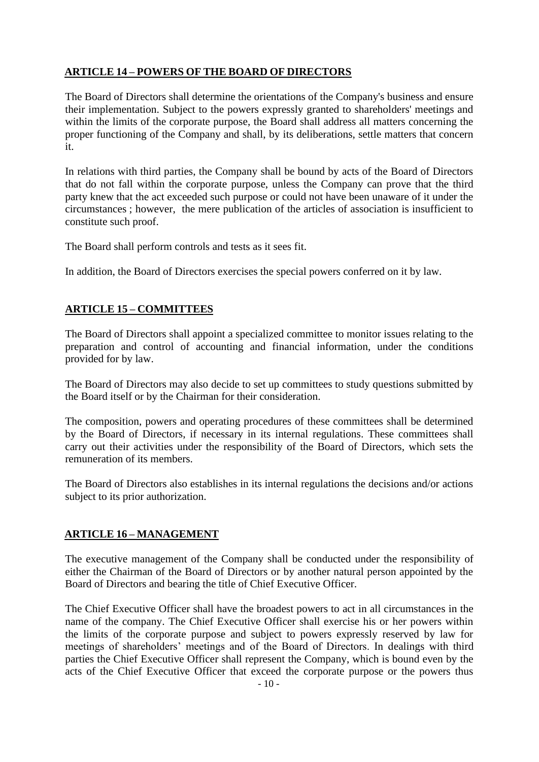## ARTICLE 14 – POWERS OF THE BOARD OF DIRECTORS

The Board of Directors shall determine the orientations of the Company's business and ensure their implementation. Subject to the powers expressly granted to shareholders' meetings and within the limits of the corporate purpose, the Board shall address all matters concerning the proper functioning of the Company and shall, by its deliberations, settle matters that concern it.

In relations with third parties, the Company shall be bound by acts of the Board of Directors that do not fall within the corporate purpose, unless the Company can prove that the third party knew that the act exceeded such purpose or could not have been unaware of it under the circumstances ; however, the mere publication of the articles of association is insufficient to constitute such proof.

The Board shall perform controls and tests as it sees fit.

In addition, the Board of Directors exercises the special powers conferred on it by law.

## ARTICLE 15 – COMMITTEES

The Board of Directors shall appoint a specialized committee to monitor issues relating to the preparation and control of accounting and financial information, under the conditions provided for by law.

The Board of Directors may also decide to set up committees to study questions submitted by the Board itself or by the Chairman for their consideration.

The composition, powers and operating procedures of these committees shall be determined by the Board of Directors, if necessary in its internal regulations. These committees shall carry out their activities under the responsibility of the Board of Directors, which sets the remuneration of its members.

The Board of Directors also establishes in its internal regulations the decisions and/or actions subject to its prior authorization.

## ARTICLE 16 – MANAGEMENT

The executive management of the Company shall be conducted under the responsibility of either the Chairman of the Board of Directors or by another natural person appointed by the Board of Directors and bearing the title of Chief Executive Officer.

The Chief Executive Officer shall have the broadest powers to act in all circumstances in the name of the company. The Chief Executive Officer shall exercise his or her powers within the limits of the corporate purpose and subject to powers expressly reserved by law for meetings of shareholders' meetings and of the Board of Directors. In dealings with third parties the Chief Executive Officer shall represent the Company, which is bound even by the acts of the Chief Executive Officer that exceed the corporate purpose or the powers thus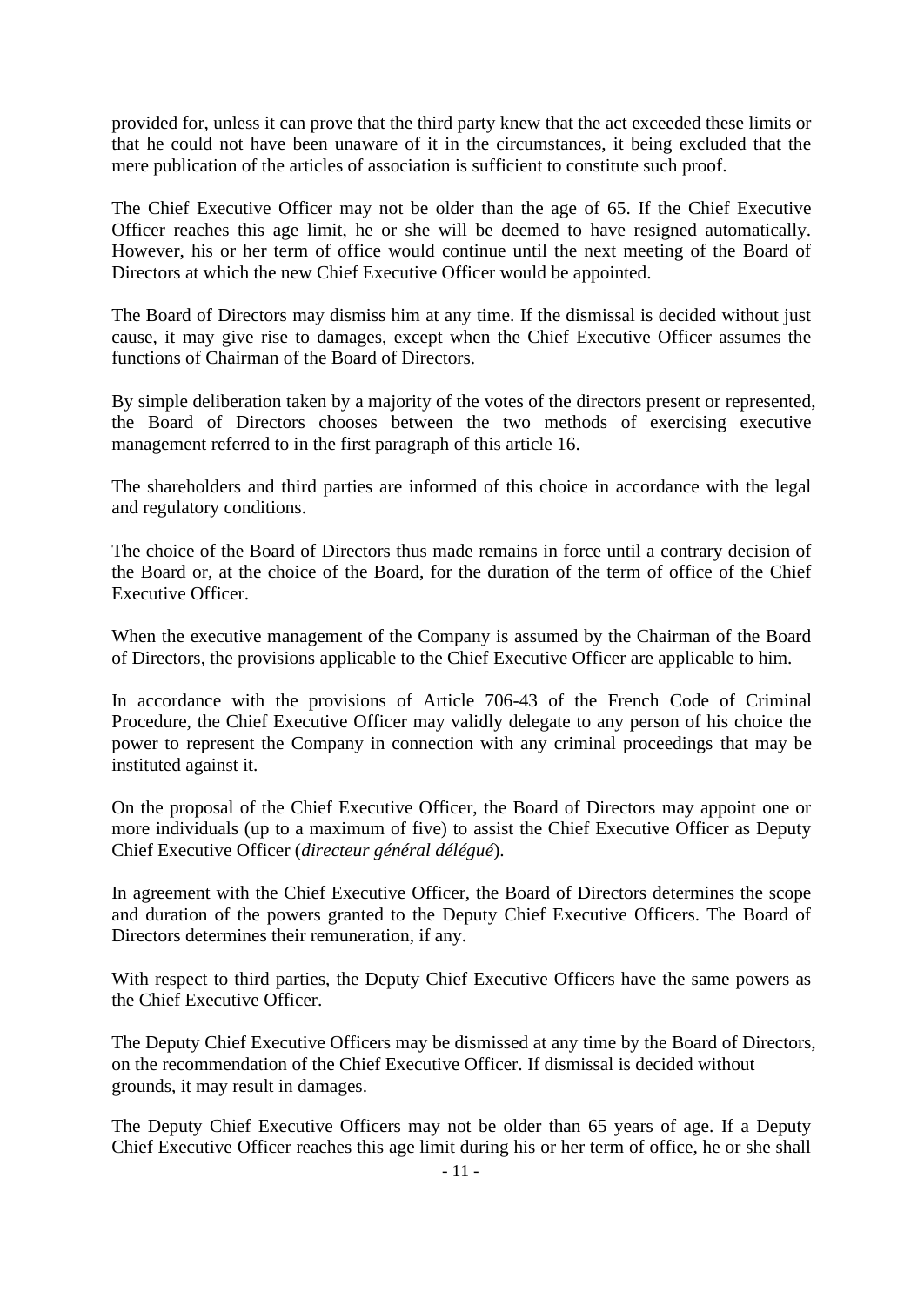provided for, unless it can prove that the third party knew that the act exceeded these limits or that he could not have been unaware of it in the circumstances, it being excluded that the mere publication of the articles of association is sufficient to constitute such proof.

The Chief Executive Officer may not be older than the age of 65. If the Chief Executive Officer reaches this age limit, he or she will be deemed to have resigned automatically. However, his or her term of office would continue until the next meeting of the Board of Directors at which the new Chief Executive Officer would be appointed.

The Board of Directors may dismiss him at any time. If the dismissal is decided without just cause, it may give rise to damages, except when the Chief Executive Officer assumes the functions of Chairman of the Board of Directors.

By simple deliberation taken by a majority of the votes of the directors present or represented, the Board of Directors chooses between the two methods of exercising executive management referred to in the first paragraph of this article 16.

The shareholders and third parties are informed of this choice in accordance with the legal and regulatory conditions.

The choice of the Board of Directors thus made remains in force until a contrary decision of the Board or, at the choice of the Board, for the duration of the term of office of the Chief Executive Officer.

When the executive management of the Company is assumed by the Chairman of the Board of Directors, the provisions applicable to the Chief Executive Officer are applicable to him.

In accordance with the provisions of Article 706-43 of the French Code of Criminal Procedure, the Chief Executive Officer may validly delegate to any person of his choice the power to represent the Company in connection with any criminal proceedings that may be instituted against it.

On the proposal of the Chief Executive Officer, the Board of Directors may appoint one or more individuals (up to a maximum of five) to assist the Chief Executive Officer as Deputy Chief Executive Officer (*directeur général délégué*).

In agreement with the Chief Executive Officer, the Board of Directors determines the scope and duration of the powers granted to the Deputy Chief Executive Officers. The Board of Directors determines their remuneration, if any.

With respect to third parties, the Deputy Chief Executive Officers have the same powers as the Chief Executive Officer.

The Deputy Chief Executive Officers may be dismissed at any time by the Board of Directors, on the recommendation of the Chief Executive Officer. If dismissal is decided without grounds, it may result in damages.

The Deputy Chief Executive Officers may not be older than 65 years of age. If a Deputy Chief Executive Officer reaches this age limit during his or her term of office, he or she shall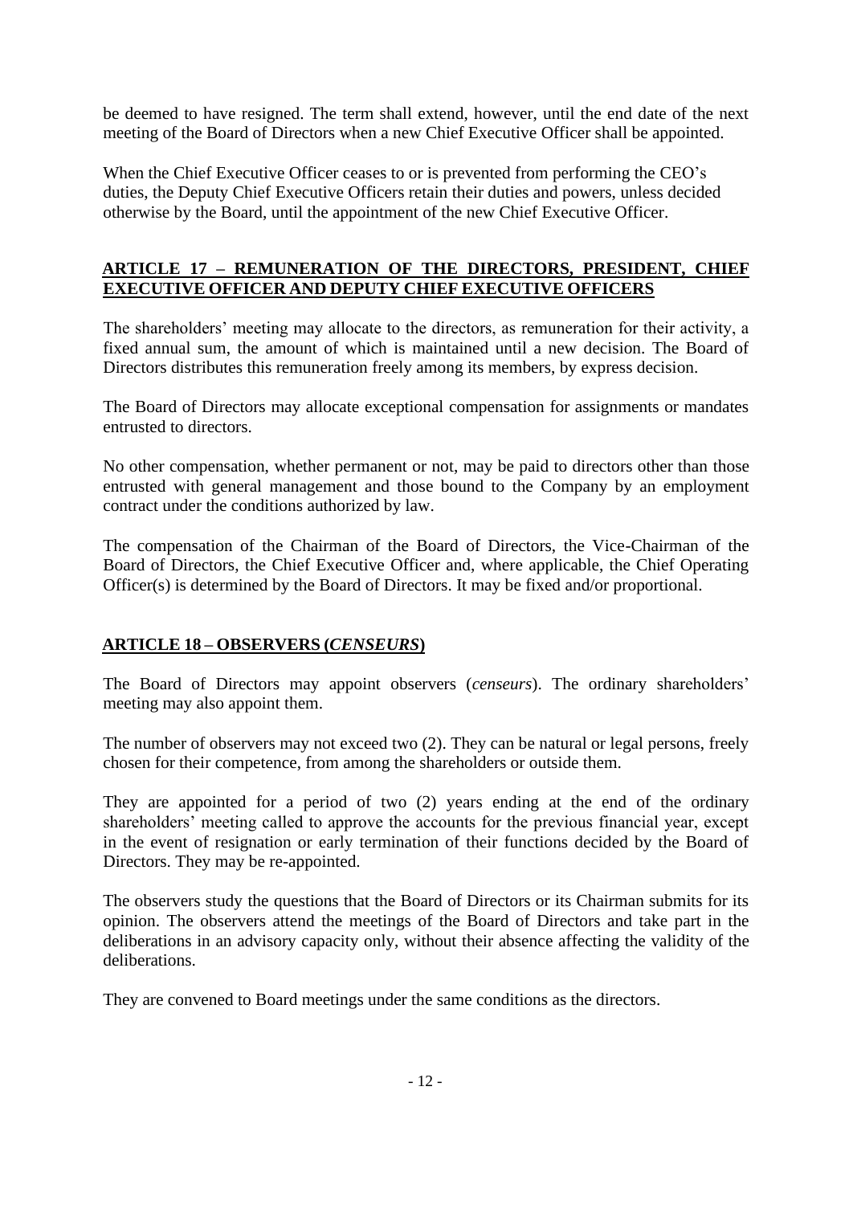be deemed to have resigned. The term shall extend, however, until the end date of the next meeting of the Board of Directors when a new Chief Executive Officer shall be appointed.

When the Chief Executive Officer ceases to or is prevented from performing the CEO's duties, the Deputy Chief Executive Officers retain their duties and powers, unless decided otherwise by the Board, until the appointment of the new Chief Executive Officer.

## ARTICLE 17 – REMUNERATION OF THE DIRECTORS, PRESIDENT, CHIEF EXECUTIVE OFFICER AND DEPUTY CHIEF EXECUTIVE OFFICERS

The shareholders' meeting may allocate to the directors, as remuneration for their activity, a fixed annual sum, the amount of which is maintained until a new decision. The Board of Directors distributes this remuneration freely among its members, by express decision.

The Board of Directors may allocate exceptional compensation for assignments or mandates entrusted to directors.

No other compensation, whether permanent or not, may be paid to directors other than those entrusted with general management and those bound to the Company by an employment contract under the conditions authorized by law.

The compensation of the Chairman of the Board of Directors, the Vice-Chairman of the Board of Directors, the Chief Executive Officer and, where applicable, the Chief Operating Officer(s) is determined by the Board of Directors. It may be fixed and/or proportional.

## ARTICLE 18 – OBSERVERS (*CENSEURS*)

The Board of Directors may appoint observers (*censeurs*). The ordinary shareholders' meeting may also appoint them.

The number of observers may not exceed two (2). They can be natural or legal persons, freely chosen for their competence, from among the shareholders or outside them.

They are appointed for a period of two (2) years ending at the end of the ordinary shareholders' meeting called to approve the accounts for the previous financial year, except in the event of resignation or early termination of their functions decided by the Board of Directors. They may be re-appointed.

The observers study the questions that the Board of Directors or its Chairman submits for its opinion. The observers attend the meetings of the Board of Directors and take part in the deliberations in an advisory capacity only, without their absence affecting the validity of the deliberations.

They are convened to Board meetings under the same conditions as the directors.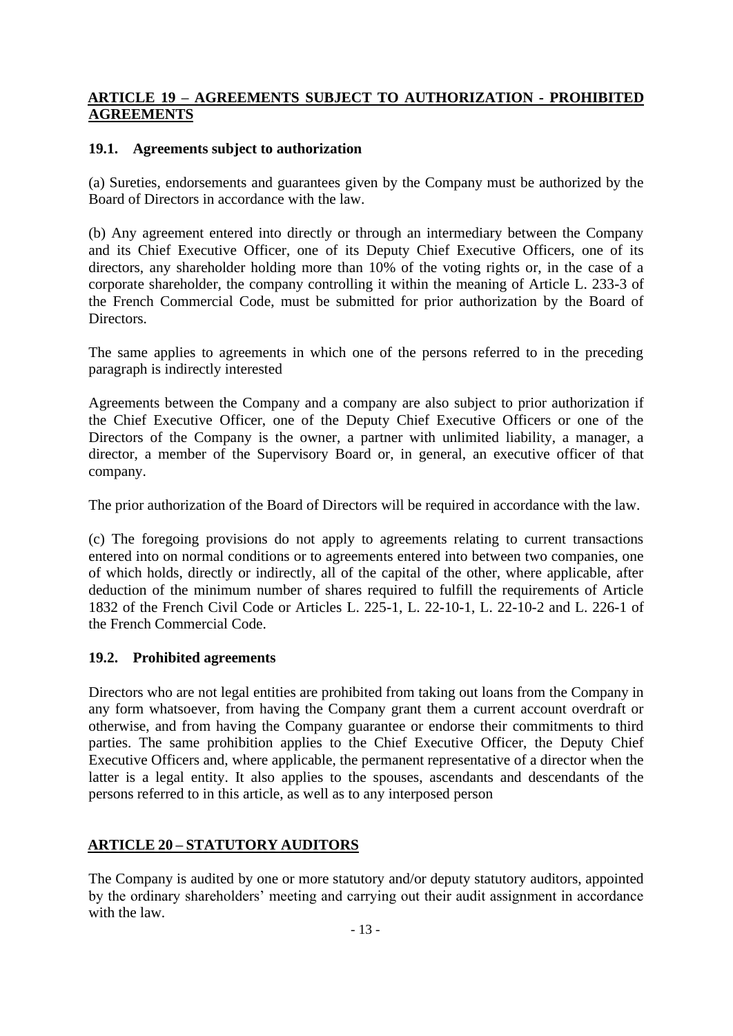## ARTICLE 19 – AGREEMENTS SUBJECT TO AUTHORIZATION - PROHIBITED AGREEMENTS

### 19.1. Agreements subject to authorization

(a) Sureties, endorsements and guarantees given by the Company must be authorized by the Board of Directors in accordance with the law.

(b) Any agreement entered into directly or through an intermediary between the Company and its Chief Executive Officer, one of its Deputy Chief Executive Officers, one of its directors, any shareholder holding more than 10% of the voting rights or, in the case of a corporate shareholder, the company controlling it within the meaning of Article L. 233-3 of the French Commercial Code, must be submitted for prior authorization by the Board of Directors.

The same applies to agreements in which one of the persons referred to in the preceding paragraph is indirectly interested

Agreements between the Company and a company are also subject to prior authorization if the Chief Executive Officer, one of the Deputy Chief Executive Officers or one of the Directors of the Company is the owner, a partner with unlimited liability, a manager, a director, a member of the Supervisory Board or, in general, an executive officer of that company.

The prior authorization of the Board of Directors will be required in accordance with the law.

(c) The foregoing provisions do not apply to agreements relating to current transactions entered into on normal conditions or to agreements entered into between two companies, one of which holds, directly or indirectly, all of the capital of the other, where applicable, after deduction of the minimum number of shares required to fulfill the requirements of Article 1832 of the French Civil Code or Articles L. 225-1, L. 22-10-1, L. 22-10-2 and L. 226-1 of the French Commercial Code.

### 19.2. Prohibited agreements

Directors who are not legal entities are prohibited from taking out loans from the Company in any form whatsoever, from having the Company grant them a current account overdraft or otherwise, and from having the Company guarantee or endorse their commitments to third parties. The same prohibition applies to the Chief Executive Officer, the Deputy Chief Executive Officers and, where applicable, the permanent representative of a director when the latter is a legal entity. It also applies to the spouses, ascendants and descendants of the persons referred to in this article, as well as to any interposed person

## ARTICLE 20 – STATUTORY AUDITORS

The Company is audited by one or more statutory and/or deputy statutory auditors, appointed by the ordinary shareholders' meeting and carrying out their audit assignment in accordance with the law.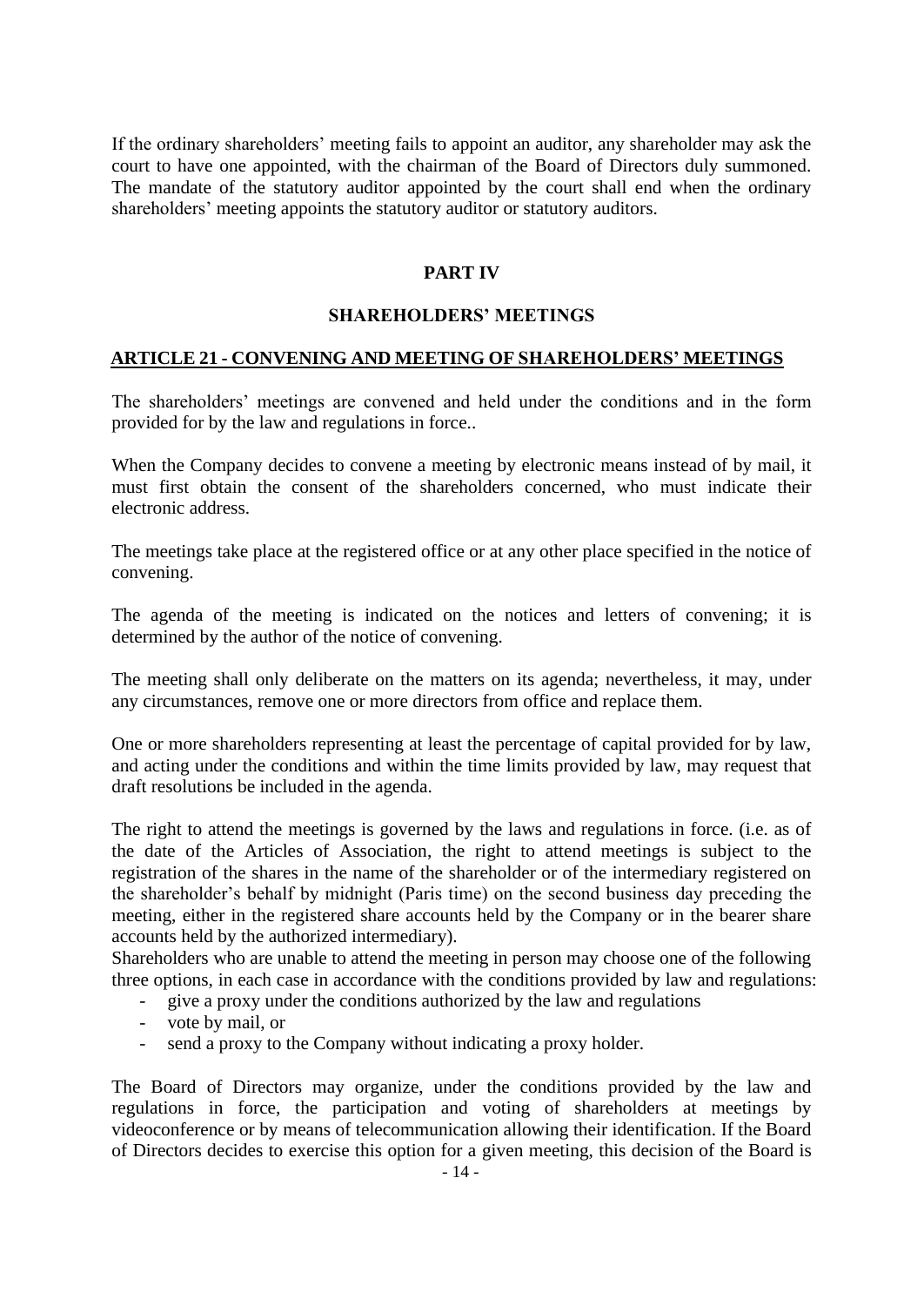If the ordinary shareholders' meeting fails to appoint an auditor, any shareholder may ask the court to have one appointed, with the chairman of the Board of Directors duly summoned. The mandate of the statutory auditor appointed by the court shall end when the ordinary shareholders' meeting appoints the statutory auditor or statutory auditors.

# PART IV

# SHAREHOLDERS' MEETINGS

## ARTICLE 21 - CONVENING AND MEETING OF SHAREHOLDERS' MEETINGS

The shareholders' meetings are convened and held under the conditions and in the form provided for by the law and regulations in force..

When the Company decides to convene a meeting by electronic means instead of by mail, it must first obtain the consent of the shareholders concerned, who must indicate their electronic address.

The meetings take place at the registered office or at any other place specified in the notice of convening.

The agenda of the meeting is indicated on the notices and letters of convening; it is determined by the author of the notice of convening.

The meeting shall only deliberate on the matters on its agenda; nevertheless, it may, under any circumstances, remove one or more directors from office and replace them.

One or more shareholders representing at least the percentage of capital provided for by law, and acting under the conditions and within the time limits provided by law, may request that draft resolutions be included in the agenda.

The right to attend the meetings is governed by the laws and regulations in force. (i.e. as of the date of the Articles of Association, the right to attend meetings is subject to the registration of the shares in the name of the shareholder or of the intermediary registered on the shareholder's behalf by midnight (Paris time) on the second business day preceding the meeting, either in the registered share accounts held by the Company or in the bearer share accounts held by the authorized intermediary).

Shareholders who are unable to attend the meeting in person may choose one of the following three options, in each case in accordance with the conditions provided by law and regulations:

- give a proxy under the conditions authorized by the law and regulations
- vote by mail, or
- send a proxy to the Company without indicating a proxy holder.

The Board of Directors may organize, under the conditions provided by the law and regulations in force, the participation and voting of shareholders at meetings by videoconference or by means of telecommunication allowing their identification. If the Board of Directors decides to exercise this option for a given meeting, this decision of the Board is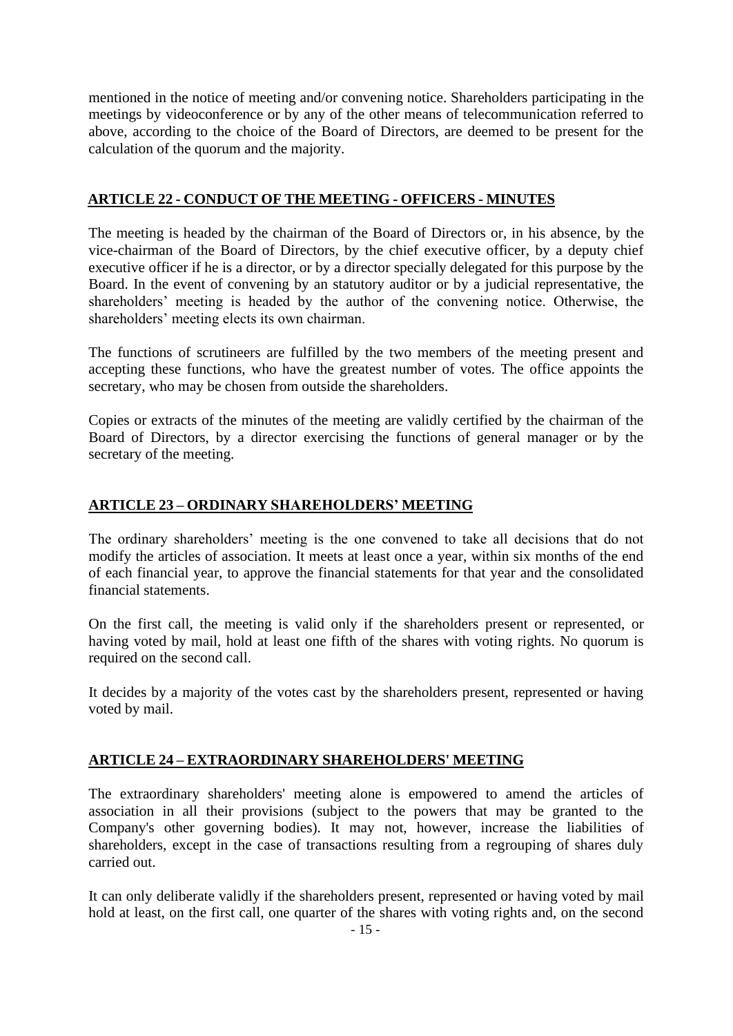mentioned in the notice of meeting and/or convening notice. Shareholders participating in the meetings by videoconference or by any of the other means of telecommunication referred to above, according to the choice of the Board of Directors, are deemed to be present for the calculation of the quorum and the majority.

## ARTICLE 22 - CONDUCT OF THE MEETING - OFFICERS - MINUTES

The meeting is headed by the chairman of the Board of Directors or, in his absence, by the vice-chairman of the Board of Directors, by the chief executive officer, by a deputy chief executive officer if he is a director, or by a director specially delegated for this purpose by the Board. In the event of convening by an statutory auditor or by a judicial representative, the shareholders' meeting is headed by the author of the convening notice. Otherwise, the shareholders' meeting elects its own chairman.

The functions of scrutineers are fulfilled by the two members of the meeting present and accepting these functions, who have the greatest number of votes. The office appoints the secretary, who may be chosen from outside the shareholders.

Copies or extracts of the minutes of the meeting are validly certified by the chairman of the Board of Directors, by a director exercising the functions of general manager or by the secretary of the meeting.

## ARTICLE 23 – ORDINARY SHAREHOLDERS' MEETING

The ordinary shareholders' meeting is the one convened to take all decisions that do not modify the articles of association. It meets at least once a year, within six months of the end of each financial year, to approve the financial statements for that year and the consolidated financial statements.

On the first call, the meeting is valid only if the shareholders present or represented, or having voted by mail, hold at least one fifth of the shares with voting rights. No quorum is required on the second call.

It decides by a majority of the votes cast by the shareholders present, represented or having voted by mail.

## ARTICLE 24 – EXTRAORDINARY SHAREHOLDERS' MEETING

The extraordinary shareholders' meeting alone is empowered to amend the articles of association in all their provisions (subject to the powers that may be granted to the Company's other governing bodies). It may not, however, increase the liabilities of shareholders, except in the case of transactions resulting from a regrouping of shares duly carried out.

It can only deliberate validly if the shareholders present, represented or having voted by mail hold at least, on the first call, one quarter of the shares with voting rights and, on the second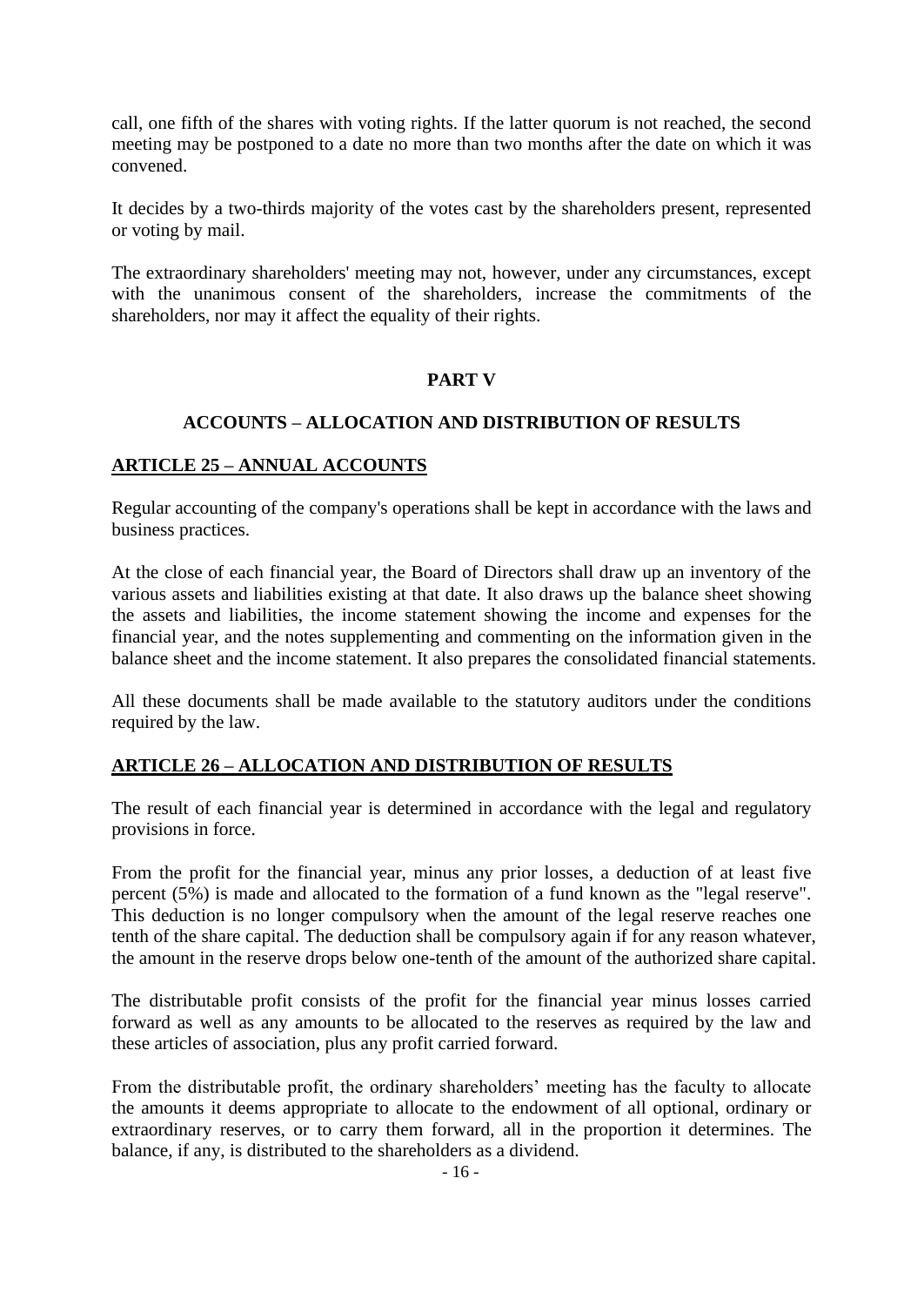call, one fifth of the shares with voting rights. If the latter quorum is not reached, the second meeting may be postponed to a date no more than two months after the date on which it was convened.

It decides by a two-thirds majority of the votes cast by the shareholders present, represented or voting by mail.

The extraordinary shareholders' meeting may not, however, under any circumstances, except with the unanimous consent of the shareholders, increase the commitments of the shareholders, nor may it affect the equality of their rights.

## PART V

## ACCOUNTS – ALLOCATION AND DISTRIBUTION OF RESULTS

### ARTICLE 25 – ANNUAL ACCOUNTS

Regular accounting of the company's operations shall be kept in accordance with the laws and business practices.

At the close of each financial year, the Board of Directors shall draw up an inventory of the various assets and liabilities existing at that date. It also draws up the balance sheet showing the assets and liabilities, the income statement showing the income and expenses for the financial year, and the notes supplementing and commenting on the information given in the balance sheet and the income statement. It also prepares the consolidated financial statements.

All these documents shall be made available to the statutory auditors under the conditions required by the law.

### ARTICLE 26 – ALLOCATION AND DISTRIBUTION OF RESULTS

The result of each financial year is determined in accordance with the legal and regulatory provisions in force.

From the profit for the financial year, minus any prior losses, a deduction of at least five percent (5%) is made and allocated to the formation of a fund known as the "legal reserve". This deduction is no longer compulsory when the amount of the legal reserve reaches one tenth of the share capital. The deduction shall be compulsory again if for any reason whatever, the amount in the reserve drops below one-tenth of the amount of the authorized share capital.

The distributable profit consists of the profit for the financial year minus losses carried forward as well as any amounts to be allocated to the reserves as required by the law and these articles of association, plus any profit carried forward.

From the distributable profit, the ordinary shareholders' meeting has the faculty to allocate the amounts it deems appropriate to allocate to the endowment of all optional, ordinary or extraordinary reserves, or to carry them forward, all in the proportion it determines. The balance, if any, is distributed to the shareholders as a dividend.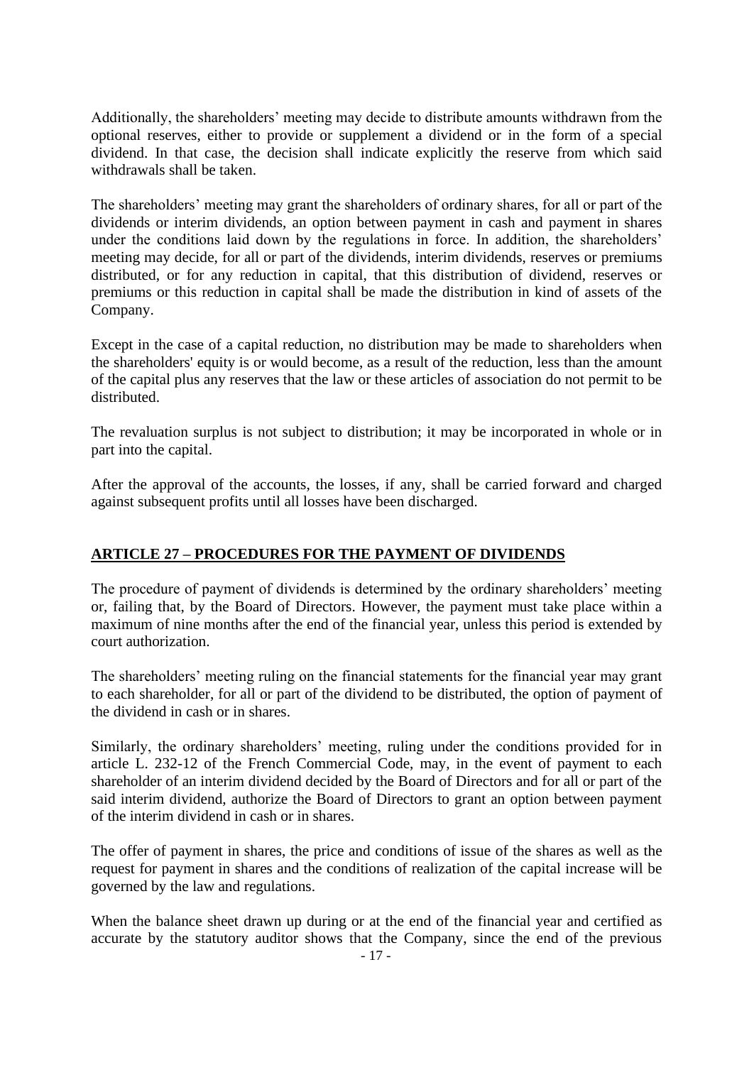Additionally, the shareholders' meeting may decide to distribute amounts withdrawn from the optional reserves, either to provide or supplement a dividend or in the form of a special dividend. In that case, the decision shall indicate explicitly the reserve from which said withdrawals shall be taken.

The shareholders' meeting may grant the shareholders of ordinary shares, for all or part of the dividends or interim dividends, an option between payment in cash and payment in shares under the conditions laid down by the regulations in force. In addition, the shareholders' meeting may decide, for all or part of the dividends, interim dividends, reserves or premiums distributed, or for any reduction in capital, that this distribution of dividend, reserves or premiums or this reduction in capital shall be made the distribution in kind of assets of the Company.

Except in the case of a capital reduction, no distribution may be made to shareholders when the shareholders' equity is or would become, as a result of the reduction, less than the amount of the capital plus any reserves that the law or these articles of association do not permit to be distributed.

The revaluation surplus is not subject to distribution; it may be incorporated in whole or in part into the capital.

After the approval of the accounts, the losses, if any, shall be carried forward and charged against subsequent profits until all losses have been discharged.

## ARTICLE 27 – PROCEDURES FOR THE PAYMENT OF DIVIDENDS

The procedure of payment of dividends is determined by the ordinary shareholders' meeting or, failing that, by the Board of Directors. However, the payment must take place within a maximum of nine months after the end of the financial year, unless this period is extended by court authorization.

The shareholders' meeting ruling on the financial statements for the financial year may grant to each shareholder, for all or part of the dividend to be distributed, the option of payment of the dividend in cash or in shares.

Similarly, the ordinary shareholders' meeting, ruling under the conditions provided for in article L. 232-12 of the French Commercial Code, may, in the event of payment to each shareholder of an interim dividend decided by the Board of Directors and for all or part of the said interim dividend, authorize the Board of Directors to grant an option between payment of the interim dividend in cash or in shares.

The offer of payment in shares, the price and conditions of issue of the shares as well as the request for payment in shares and the conditions of realization of the capital increase will be governed by the law and regulations.

When the balance sheet drawn up during or at the end of the financial year and certified as accurate by the statutory auditor shows that the Company, since the end of the previous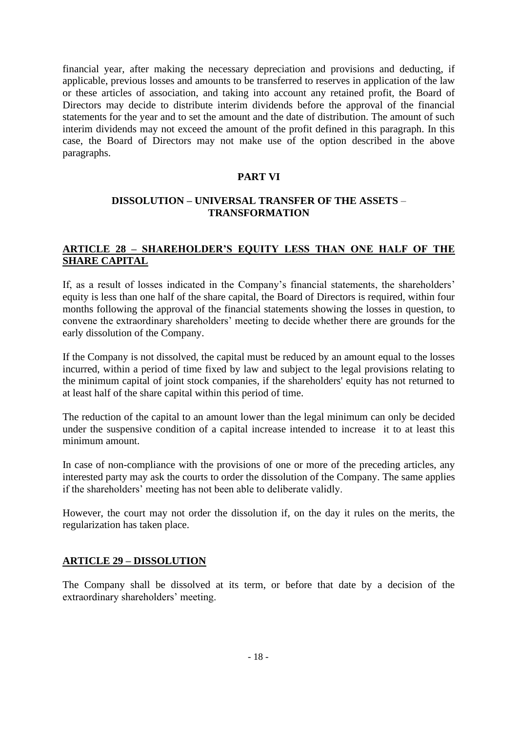financial year, after making the necessary depreciation and provisions and deducting, if applicable, previous losses and amounts to be transferred to reserves in application of the law or these articles of association, and taking into account any retained profit, the Board of Directors may decide to distribute interim dividends before the approval of the financial statements for the year and to set the amount and the date of distribution. The amount of such interim dividends may not exceed the amount of the profit defined in this paragraph. In this case, the Board of Directors may not make use of the option described in the above paragraphs.

# PART VI

## DISSOLUTION – UNIVERSAL TRANSFER OF THE ASSETS – TRANSFORMATION

### ARTICLE 28 – SHAREHOLDER'S EQUITY LESS THAN ONE HALF OF THE SHARE CAPITAL

If, as a result of losses indicated in the Company's financial statements, the shareholders' equity is less than one half of the share capital, the Board of Directors is required, within four months following the approval of the financial statements showing the losses in question, to convene the extraordinary shareholders' meeting to decide whether there are grounds for the early dissolution of the Company.

If the Company is not dissolved, the capital must be reduced by an amount equal to the losses incurred, within a period of time fixed by law and subject to the legal provisions relating to the minimum capital of joint stock companies, if the shareholders' equity has not returned to at least half of the share capital within this period of time.

The reduction of the capital to an amount lower than the legal minimum can only be decided under the suspensive condition of a capital increase intended to increase it to at least this minimum amount.

In case of non-compliance with the provisions of one or more of the preceding articles, any interested party may ask the courts to order the dissolution of the Company. The same applies if the shareholders' meeting has not been able to deliberate validly.

However, the court may not order the dissolution if, on the day it rules on the merits, the regularization has taken place.

### ARTICLE 29 – DISSOLUTION

The Company shall be dissolved at its term, or before that date by a decision of the extraordinary shareholders' meeting.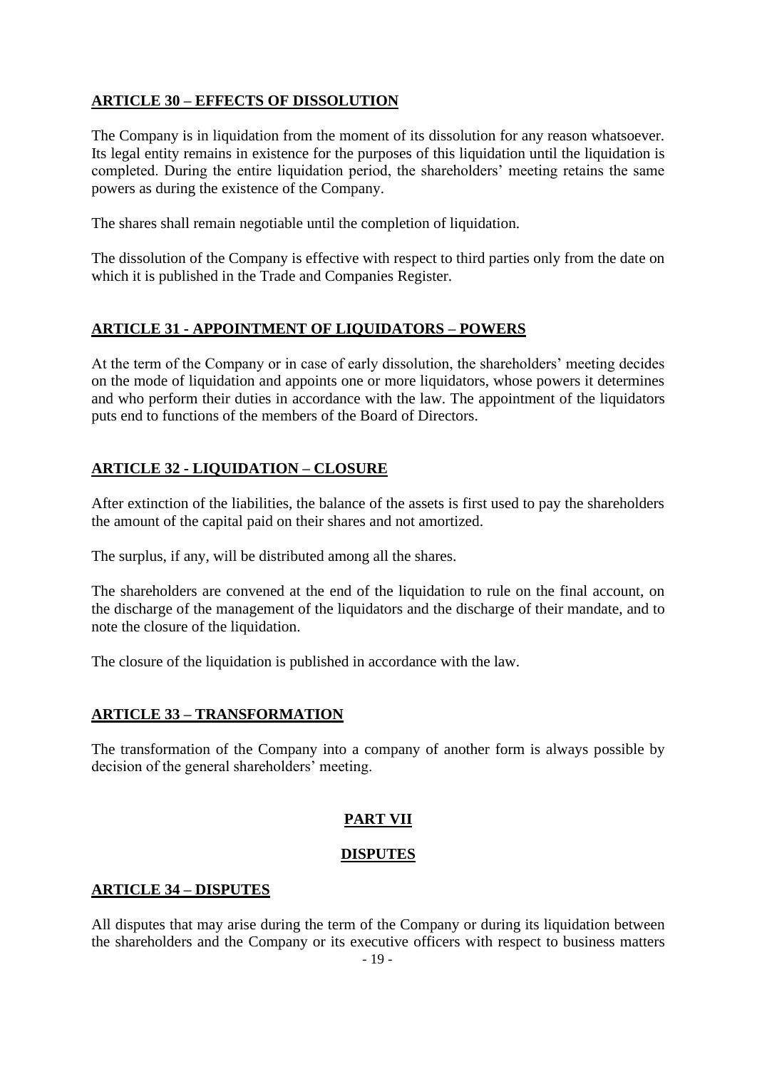## ARTICLE 30 – EFFECTS OF DISSOLUTION

The Company is in liquidation from the moment of its dissolution for any reason whatsoever. Its legal entity remains in existence for the purposes of this liquidation until the liquidation is completed. During the entire liquidation period, the shareholders' meeting retains the same powers as during the existence of the Company.

The shares shall remain negotiable until the completion of liquidation.

The dissolution of the Company is effective with respect to third parties only from the date on which it is published in the Trade and Companies Register.

## ARTICLE 31 - APPOINTMENT OF LIQUIDATORS – POWERS

At the term of the Company or in case of early dissolution, the shareholders' meeting decides on the mode of liquidation and appoints one or more liquidators, whose powers it determines and who perform their duties in accordance with the law. The appointment of the liquidators puts end to functions of the members of the Board of Directors.

## ARTICLE 32 - LIQUIDATION – CLOSURE

After extinction of the liabilities, the balance of the assets is first used to pay the shareholders the amount of the capital paid on their shares and not amortized.

The surplus, if any, will be distributed among all the shares.

The shareholders are convened at the end of the liquidation to rule on the final account, on the discharge of the management of the liquidators and the discharge of their mandate, and to note the closure of the liquidation.

The closure of the liquidation is published in accordance with the law.

## ARTICLE 33 – TRANSFORMATION

The transformation of the Company into a company of another form is always possible by decision of the general shareholders' meeting.

# PART VII

# DISPUTES

## ARTICLE 34 – DISPUTES

All disputes that may arise during the term of the Company or during its liquidation between the shareholders and the Company or its executive officers with respect to business matters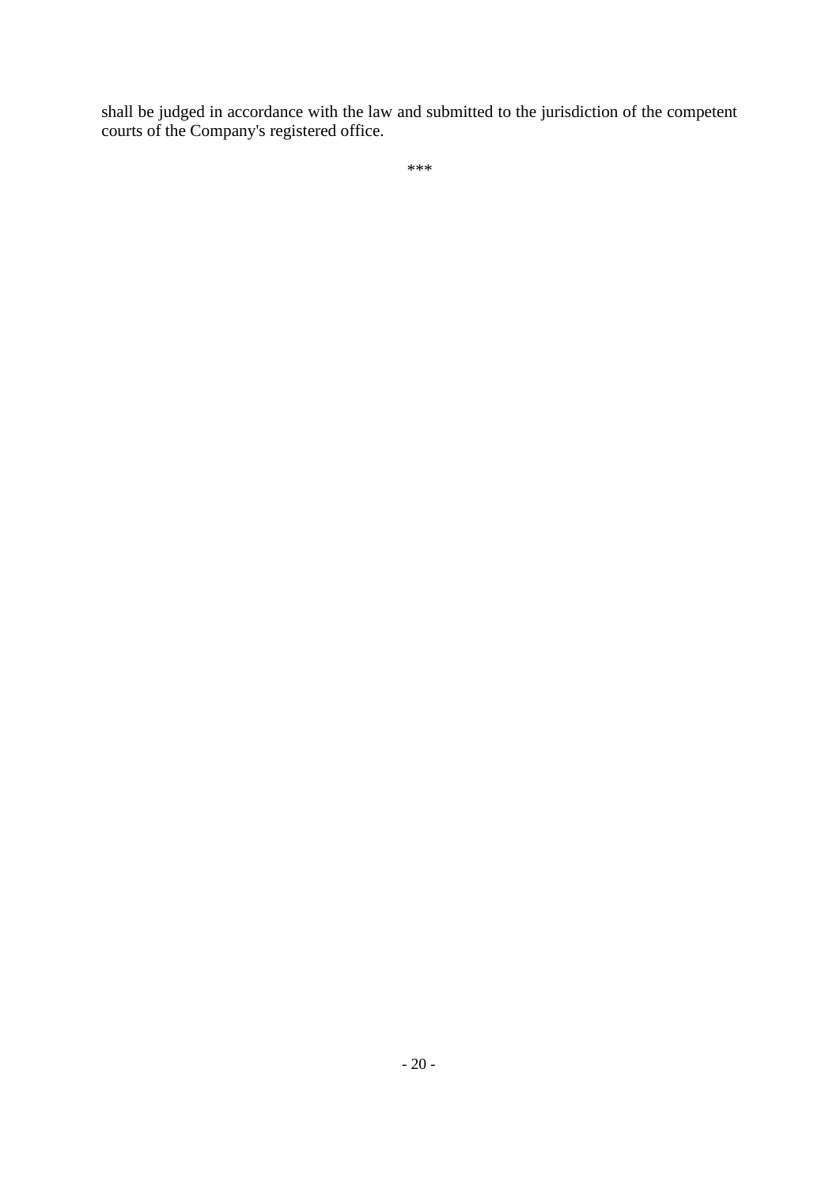shall be judged in accordance with the law and submitted to the jurisdiction of the competent courts of the Company's registered office.

***